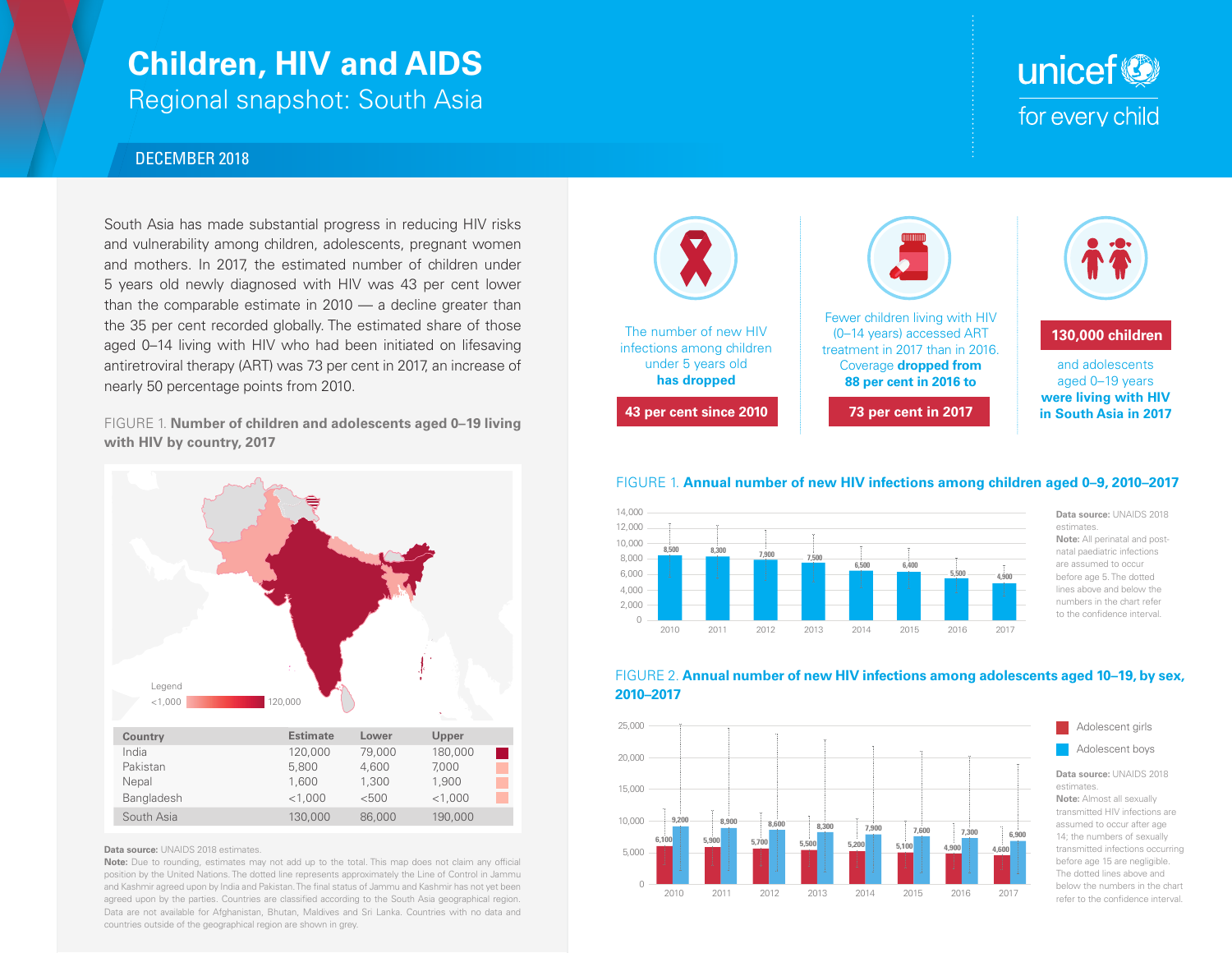# Children, HIV and AIDS

## Regional snapshot: South Asia

DECEMBER 2018

South Asia has made substantial progress in reducing HIV risks and vulnerability among children, adolescents, pregnant women and mothers. In 2017, the estimated number of children under 5 years old newly diagnosed with HIV was 43 per cent lower than the comparable estimate in 2010 — a decline greater than the 35 per cent recorded globally. The estimated share of those aged 0–14 living with HIV who had been initiated on lifesaving antiretroviral therapy (ART) was 73 per cent in 2017, an increase of nearly 50 percentage points from 2010.

The number of new HIV infections among children under 5 years old **has dropped** **43 per cent since 2010**

Fewer children living with HIV (0–14 years) accessed ART treatment in 2017 than in 2016. Coverage **dropped from 88 per cent in 2016 to** **73 per cent in 2017**

**130,000 children** and adolescents aged 0–19 years **were living with HIV in South Asia in 2017**

FIGURE 1. **Number of children and adolescents aged 0–19 living with HIV by country, 2017**

Legend: <1,000 – 120,000

| Country | Estimate | Lower | Upper |
|---|---|---|---|
| India | 120,000 | 79,000 | 180,000 |
| Pakistan | 5,800 | 4,600 | 7,000 |
| Nepal | 1,600 | 1,300 | 1,900 |
| Bangladesh | <1,000 | <500 | <1,000 |
| South Asia | 130,000 | 86,000 | 190,000 |

**Data source:** UNAIDS 2018 estimates.
**Note:** Due to rounding, estimates may not add up to the total. This map does not claim any official position by the United Nations. The dotted line represents approximately the Line of Control in Jammu and Kashmir agreed upon by India and Pakistan. The final status of Jammu and Kashmir has not yet been agreed upon by the parties. Countries are classified according to the South Asia geographical region. Data are not available for Afghanistan, Bhutan, Maldives and Sri Lanka. Countries with no data and countries outside of the geographical region are shown in grey.

FIGURE 1. **Annual number of new HIV infections among children aged 0–9, 2010–2017**

| Year | 2010 | 2011 | 2012 | 2013 | 2014 | 2015 | 2016 | 2017 |
|---|---|---|---|---|---|---|---|---|
| New infections | 8,500 | 8,300 | 7,900 | 7,500 | 6,500 | 6,400 | 5,500 | 4,900 |

**Data source:** UNAIDS 2018 estimates.
**Note:** All perinatal and post-natal paediatric infections are assumed to occur before age 5. The dotted lines above and below the numbers in the chart refer to the confidence interval.

FIGURE 2. **Annual number of new HIV infections among adolescents aged 10–19, by sex, 2010–2017**

| Year | 2010 | 2011 | 2012 | 2013 | 2014 | 2015 | 2016 | 2017 |
|---|---|---|---|---|---|---|---|---|
| Adolescent girls | 6,100 | 5,900 | 5,700 | 5,500 | 5,200 | 5,100 | 4,900 | 4,600 |
| Adolescent boys | 9,200 | 8,900 | 8,600 | 8,300 | 7,900 | 7,600 | 7,300 | 6,900 |

**Data source:** UNAIDS 2018 estimates.
**Note:** Almost all sexually transmitted HIV infections are assumed to occur after age 14; the numbers of sexually transmitted infections occurring before age 15 are negligible. The dotted lines above and below the numbers in the chart refer to the confidence interval.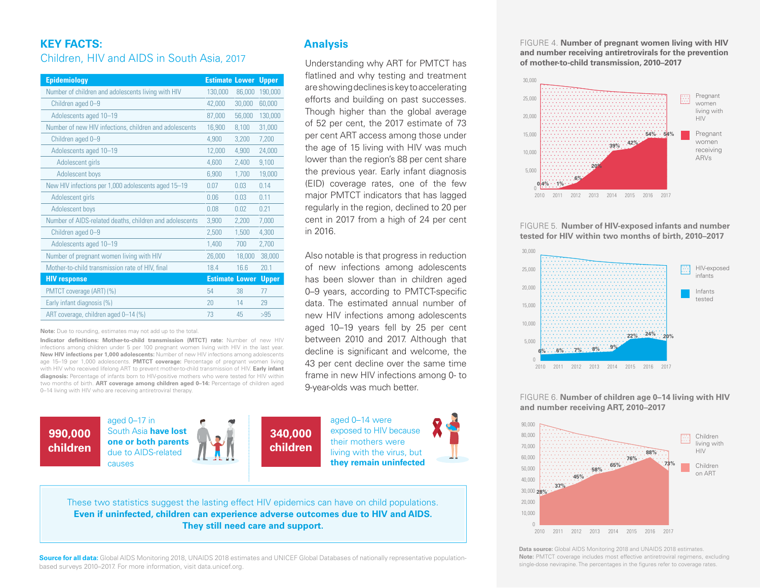# KEY FACTS:

## Children, HIV and AIDS in South Asia, 2017

| Epidemiology | Estimate | Lower | Upper |
|---|---|---|---|
| Number of children and adolescents living with HIV | 130,000 | 86,000 | 190,000 |
| Children aged 0–9 | 42,000 | 30,000 | 60,000 |
| Adolescents aged 10–19 | 87,000 | 56,000 | 130,000 |
| Number of new HIV infections, children and adolescents | 16,900 | 8,100 | 31,000 |
| Children aged 0–9 | 4,900 | 3,200 | 7,200 |
| Adolescents aged 10–19 | 12,000 | 4,900 | 24,000 |
| Adolescent girls | 4,600 | 2,400 | 9,100 |
| Adolescent boys | 6,900 | 1,700 | 19,000 |
| New HIV infections per 1,000 adolescents aged 15–19 | 0.07 | 0.03 | 0.14 |
| Adolescent girls | 0.06 | 0.03 | 0.11 |
| Adolescent boys | 0.08 | 0.02 | 0.21 |
| Number of AIDS-related deaths, children and adolescents | 3,900 | 2,200 | 7,000 |
| Children aged 0–9 | 2,500 | 1,500 | 4,300 |
| Adolescents aged 10–19 | 1,400 | 700 | 2,700 |
| Number of pregnant women living with HIV | 26,000 | 18,000 | 38,000 |
| Mother-to-child transmission rate of HIV, final | 18.4 | 16.6 | 20.1 |
| **HIV response** | **Estimate** | **Lower** | **Upper** |
| PMTCT coverage (ART) (%) | 54 | 38 | 77 |
| Early infant diagnosis (%) | 20 | 14 | 29 |
| ART coverage, children aged 0–14 (%) | 73 | 45 | >95 |

**Note:** Due to rounding, estimates may not add up to the total.

**Indicator definitions: Mother-to-child transmission (MTCT) rate:** Number of new HIV infections among children under 5 per 100 pregnant women living with HIV in the last year. **New HIV infections per 1,000 adolescents:** Number of new HIV infections among adolescents age 15–19 per 1,000 adolescents. **PMTCT coverage:** Percentage of pregnant women living with HIV who received lifelong ART to prevent mother-to-child transmission of HIV. **Early infant diagnosis:** Percentage of infants born to HIV-positive mothers who were tested for HIV within two months of birth. **ART coverage among children aged 0–14:** Percentage of children aged 0–14 living with HIV who are receiving antiretroviral therapy.

## Analysis

Understanding why ART for PMTCT has flatlined and why testing and treatment are showing declines is key to accelerating efforts and building on past successes. Though higher than the global average of 52 per cent, the 2017 estimate of 73 per cent ART access among those under the age of 15 living with HIV was much lower than the region's 88 per cent share the previous year. Early infant diagnosis (EID) coverage rates, one of the few major PMTCT indicators that has lagged regularly in the region, declined to 20 per cent in 2017 from a high of 24 per cent in 2016.

Also notable is that progress in reduction of new infections among adolescents has been slower than in children aged 0–9 years, according to PMTCT-specific data. The estimated annual number of new HIV infections among adolescents aged 10–19 years fell by 25 per cent between 2010 and 2017. Although that decline is significant and welcome, the 43 per cent decline over the same time frame in new HIV infections among 0- to 9-year-olds was much better.

**990,000 children** aged 0–17 in South Asia **have lost one or both parents** due to AIDS-related causes

**340,000 children** aged 0–14 were exposed to HIV because their mothers were living with the virus, but **they remain uninfected**

These two statistics suggest the lasting effect HIV epidemics can have on child populations. **Even if uninfected, children can experience adverse outcomes due to HIV and AIDS. They still need care and support.**

FIGURE 4. **Number of pregnant women living with HIV and number receiving antiretrovirals for the prevention of mother-to-child transmission, 2010–2017**

30,000
25,000
20,000
15,000
10,000
5,000
0
2010 2011 2012 2013 2014 2015 2016 2017
0.4% 1% 6% 20% 39% 42% 54% 54%
Pregnant women living with HIV
Pregnant women receiving ARVs

FIGURE 5. **Number of HIV-exposed infants and number tested for HIV within two months of birth, 2010–2017**

30,000
25,000
20,000
15,000
10,000
5,000
0
2010 2011 2012 2013 2014 2015 2016 2017
6% 6% 7% 8% 9% 22% 24% 20%
HIV-exposed infants
Infants tested

FIGURE 6. **Number of children age 0–14 living with HIV and number receiving ART, 2010–2017**

90,000
80,000
70,000
60,000
50,000
40,000
30,000
20,000
10,000
0
2010 2011 2012 2013 2014 2015 2016 2017
28% 37% 45% 58% 65% 76% 88% 73%
Children living with HIV
Children on ART

**Data source:** Global AIDS Monitoring 2018 and UNAIDS 2018 estimates.
**Note:** PMTCT coverage includes most effective antiretroviral regimens, excluding single-dose nevirapine. The percentages in the figures refer to coverage rates.

**Source for all data:** Global AIDS Monitoring 2018, UNAIDS 2018 estimates and UNICEF Global Databases of nationally representative population-based surveys 2010–2017. For more information, visit data.unicef.org.